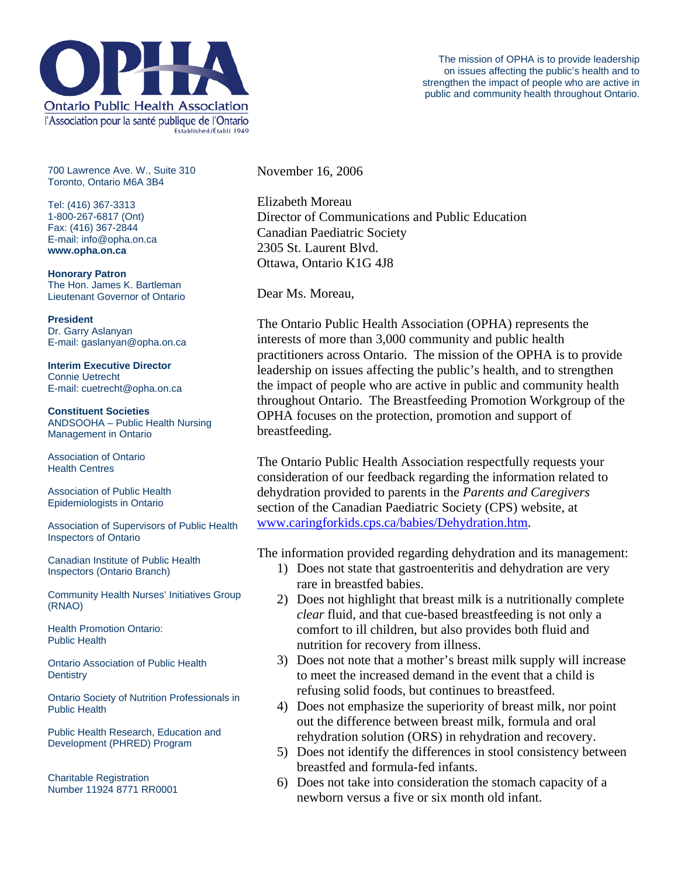# OPHA

Ontario Public Health Association
l'Association pour la santé publique de l'Ontario
Established/Établi 1949

The mission of OPHA is to provide leadership on issues affecting the public's health and to strengthen the impact of people who are active in public and community health throughout Ontario.

700 Lawrence Ave. W., Suite 310
Toronto, Ontario M6A 3B4

Tel: (416) 367-3313
1-800-267-6817 (Ont)
Fax: (416) 367-2844
E-mail: info@opha.on.ca
**www.opha.on.ca**

**Honorary Patron**
The Hon. James K. Bartleman
Lieutenant Governor of Ontario

**President**
Dr. Garry Aslanyan
E-mail: gaslanyan@opha.on.ca

**Interim Executive Director**
Connie Uetrecht
E-mail: cuetrecht@opha.on.ca

**Constituent Societies**
ANDSOOHA – Public Health Nursing Management in Ontario

Association of Ontario Health Centres

Association of Public Health Epidemiologists in Ontario

Association of Supervisors of Public Health Inspectors of Ontario

Canadian Institute of Public Health Inspectors (Ontario Branch)

Community Health Nurses' Initiatives Group (RNAO)

Health Promotion Ontario: Public Health

Ontario Association of Public Health Dentistry

Ontario Society of Nutrition Professionals in Public Health

Public Health Research, Education and Development (PHRED) Program

Charitable Registration Number 11924 8771 RR0001

November 16, 2006

Elizabeth Moreau
Director of Communications and Public Education
Canadian Paediatric Society
2305 St. Laurent Blvd.
Ottawa, Ontario K1G 4J8

Dear Ms. Moreau,

The Ontario Public Health Association (OPHA) represents the interests of more than 3,000 community and public health practitioners across Ontario. The mission of the OPHA is to provide leadership on issues affecting the public's health, and to strengthen the impact of people who are active in public and community health throughout Ontario. The Breastfeeding Promotion Workgroup of the OPHA focuses on the protection, promotion and support of breastfeeding.

The Ontario Public Health Association respectfully requests your consideration of our feedback regarding the information related to dehydration provided to parents in the *Parents and Caregivers* section of the Canadian Paediatric Society (CPS) website, at www.caringforkids.cps.ca/babies/Dehydration.htm.

The information provided regarding dehydration and its management:

1) Does not state that gastroenteritis and dehydration are very rare in breastfed babies.
2) Does not highlight that breast milk is a nutritionally complete *clear* fluid, and that cue-based breastfeeding is not only a comfort to ill children, but also provides both fluid and nutrition for recovery from illness.
3) Does not note that a mother's breast milk supply will increase to meet the increased demand in the event that a child is refusing solid foods, but continues to breastfeed.
4) Does not emphasize the superiority of breast milk, nor point out the difference between breast milk, formula and oral rehydration solution (ORS) in rehydration and recovery.
5) Does not identify the differences in stool consistency between breastfed and formula-fed infants.
6) Does not take into consideration the stomach capacity of a newborn versus a five or six month old infant.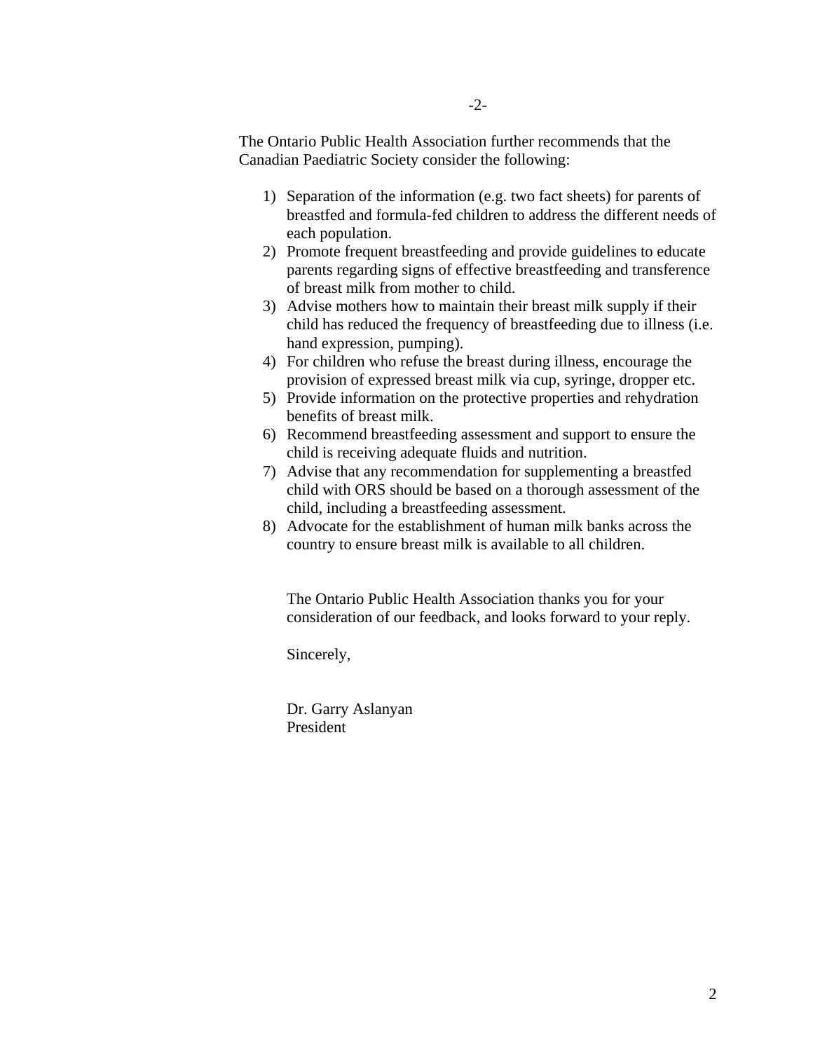The Ontario Public Health Association further recommends that the Canadian Paediatric Society consider the following:

1) Separation of the information (e.g. two fact sheets) for parents of breastfed and formula-fed children to address the different needs of each population.
2) Promote frequent breastfeeding and provide guidelines to educate parents regarding signs of effective breastfeeding and transference of breast milk from mother to child.
3) Advise mothers how to maintain their breast milk supply if their child has reduced the frequency of breastfeeding due to illness (i.e. hand expression, pumping).
4) For children who refuse the breast during illness, encourage the provision of expressed breast milk via cup, syringe, dropper etc.
5) Provide information on the protective properties and rehydration benefits of breast milk.
6) Recommend breastfeeding assessment and support to ensure the child is receiving adequate fluids and nutrition.
7) Advise that any recommendation for supplementing a breastfed child with ORS should be based on a thorough assessment of the child, including a breastfeeding assessment.
8) Advocate for the establishment of human milk banks across the country to ensure breast milk is available to all children.

The Ontario Public Health Association thanks you for your consideration of our feedback, and looks forward to your reply.

Sincerely,

Dr. Garry Aslanyan
President